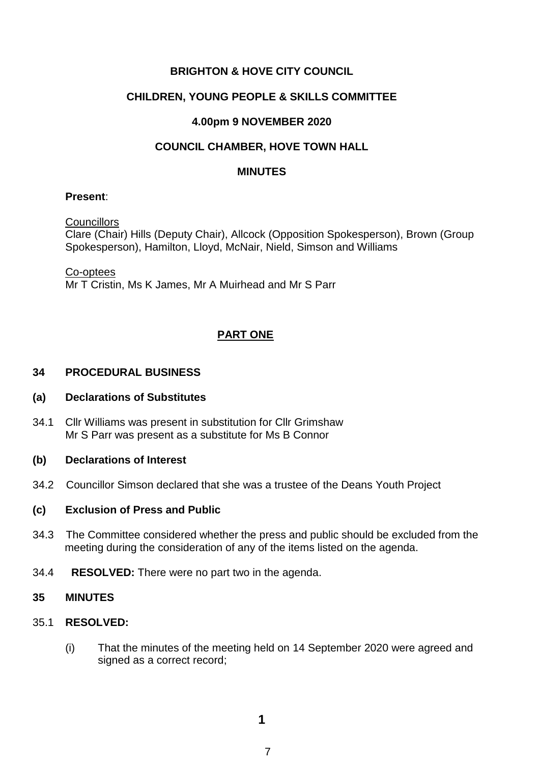**BRIGHTON & HOVE CITY COUNCIL**

**CHILDREN, YOUNG PEOPLE & SKILLS COMMITTEE**

**4.00pm 9 NOVEMBER 2020**

**COUNCIL CHAMBER, HOVE TOWN HALL**

**MINUTES**

**Present**:

Councillors
Clare (Chair) Hills (Deputy Chair), Allcock (Opposition Spokesperson), Brown (Group Spokesperson), Hamilton, Lloyd, McNair, Nield, Simson and Williams

Co-optees
Mr T Cristin, Ms K James, Mr A Muirhead and Mr S Parr

**PART ONE**

## 34 PROCEDURAL BUSINESS

### (a) Declarations of Substitutes

34.1 Cllr Williams was present in substitution for Cllr Grimshaw
Mr S Parr was present as a substitute for Ms B Connor

### (b) Declarations of Interest

34.2 Councillor Simson declared that she was a trustee of the Deans Youth Project

### (c) Exclusion of Press and Public

34.3 The Committee considered whether the press and public should be excluded from the meeting during the consideration of any of the items listed on the agenda.

34.4 **RESOLVED:** There were no part two in the agenda.

## 35 MINUTES

35.1 **RESOLVED:**

(i) That the minutes of the meeting held on 14 September 2020 were agreed and signed as a correct record;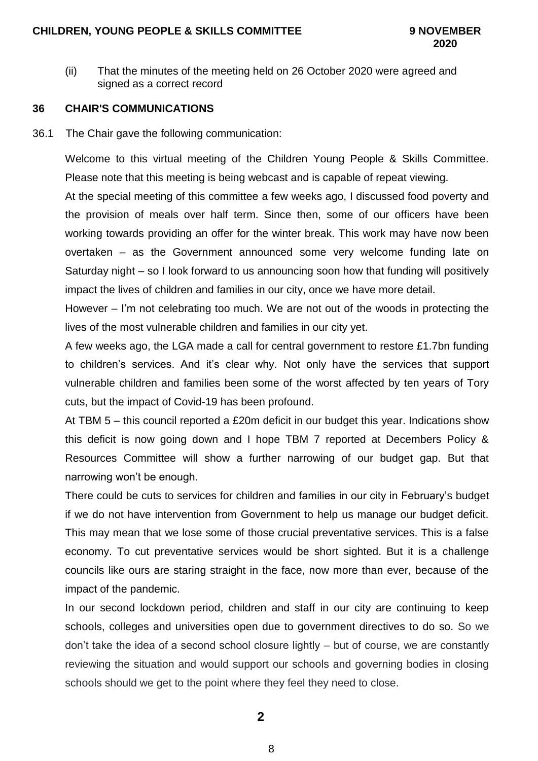(ii) That the minutes of the meeting held on 26 October 2020 were agreed and signed as a correct record

## 36 CHAIR'S COMMUNICATIONS

36.1 The Chair gave the following communication:

Welcome to this virtual meeting of the Children Young People & Skills Committee. Please note that this meeting is being webcast and is capable of repeat viewing.

At the special meeting of this committee a few weeks ago, I discussed food poverty and the provision of meals over half term. Since then, some of our officers have been working towards providing an offer for the winter break. This work may have now been overtaken – as the Government announced some very welcome funding late on Saturday night – so I look forward to us announcing soon how that funding will positively impact the lives of children and families in our city, once we have more detail.

However – I'm not celebrating too much. We are not out of the woods in protecting the lives of the most vulnerable children and families in our city yet.

A few weeks ago, the LGA made a call for central government to restore £1.7bn funding to children's services. And it's clear why. Not only have the services that support vulnerable children and families been some of the worst affected by ten years of Tory cuts, but the impact of Covid-19 has been profound.

At TBM 5 – this council reported a £20m deficit in our budget this year. Indications show this deficit is now going down and I hope TBM 7 reported at Decembers Policy & Resources Committee will show a further narrowing of our budget gap. But that narrowing won't be enough.

There could be cuts to services for children and families in our city in February's budget if we do not have intervention from Government to help us manage our budget deficit. This may mean that we lose some of those crucial preventative services. This is a false economy. To cut preventative services would be short sighted. But it is a challenge councils like ours are staring straight in the face, now more than ever, because of the impact of the pandemic.

In our second lockdown period, children and staff in our city are continuing to keep schools, colleges and universities open due to government directives to do so. So we don't take the idea of a second school closure lightly – but of course, we are constantly reviewing the situation and would support our schools and governing bodies in closing schools should we get to the point where they feel they need to close.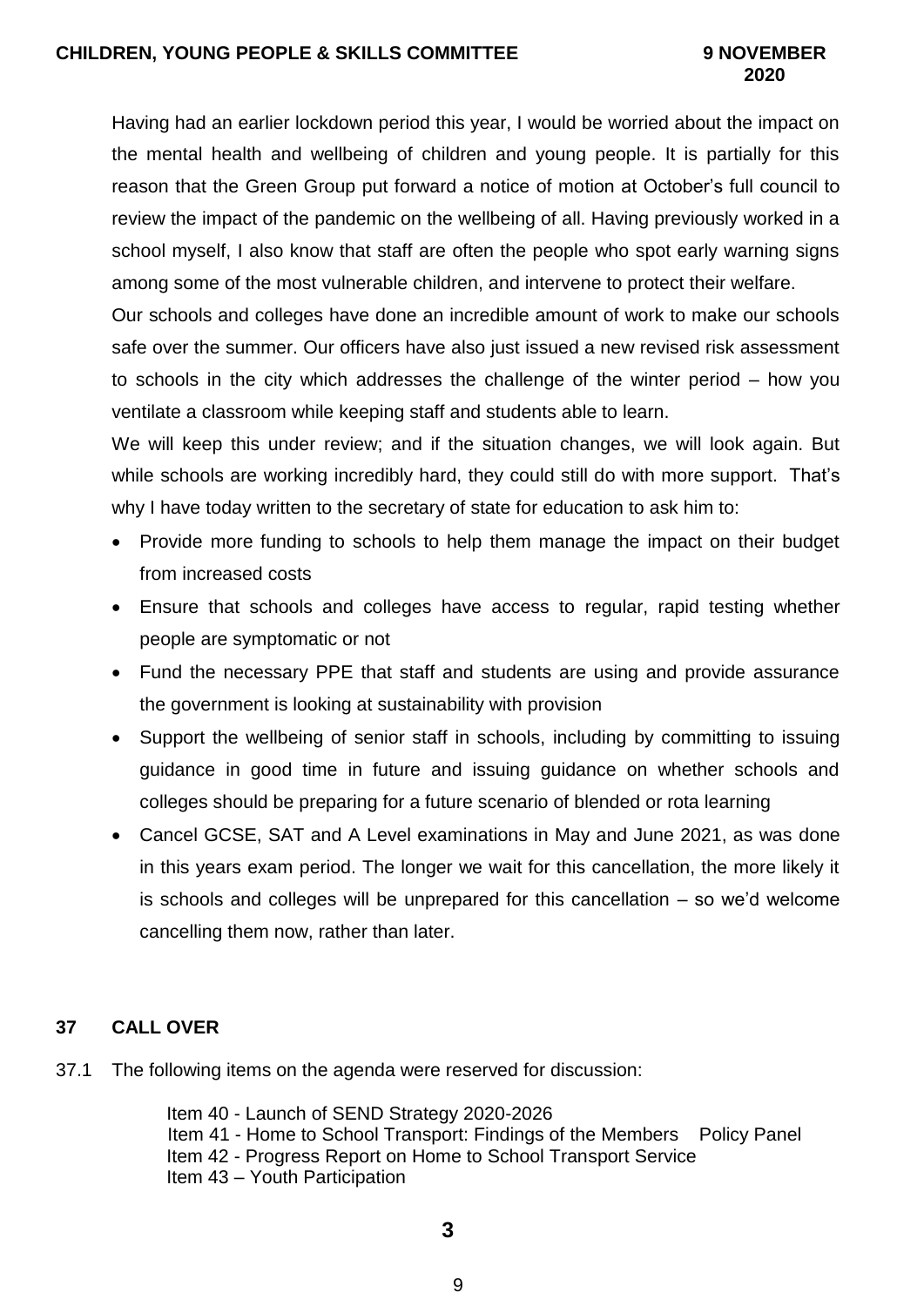Having had an earlier lockdown period this year, I would be worried about the impact on the mental health and wellbeing of children and young people. It is partially for this reason that the Green Group put forward a notice of motion at October's full council to review the impact of the pandemic on the wellbeing of all. Having previously worked in a school myself, I also know that staff are often the people who spot early warning signs among some of the most vulnerable children, and intervene to protect their welfare.

Our schools and colleges have done an incredible amount of work to make our schools safe over the summer. Our officers have also just issued a new revised risk assessment to schools in the city which addresses the challenge of the winter period – how you ventilate a classroom while keeping staff and students able to learn.

We will keep this under review; and if the situation changes, we will look again. But while schools are working incredibly hard, they could still do with more support. That's why I have today written to the secretary of state for education to ask him to:

- Provide more funding to schools to help them manage the impact on their budget from increased costs
- Ensure that schools and colleges have access to regular, rapid testing whether people are symptomatic or not
- Fund the necessary PPE that staff and students are using and provide assurance the government is looking at sustainability with provision
- Support the wellbeing of senior staff in schools, including by committing to issuing guidance in good time in future and issuing guidance on whether schools and colleges should be preparing for a future scenario of blended or rota learning
- Cancel GCSE, SAT and A Level examinations in May and June 2021, as was done in this years exam period. The longer we wait for this cancellation, the more likely it is schools and colleges will be unprepared for this cancellation – so we'd welcome cancelling them now, rather than later.

## 37 CALL OVER

37.1 The following items on the agenda were reserved for discussion:

Item 40 - Launch of SEND Strategy 2020-2026
Item 41 - Home to School Transport: Findings of the Members Policy Panel
Item 42 - Progress Report on Home to School Transport Service
Item 43 – Youth Participation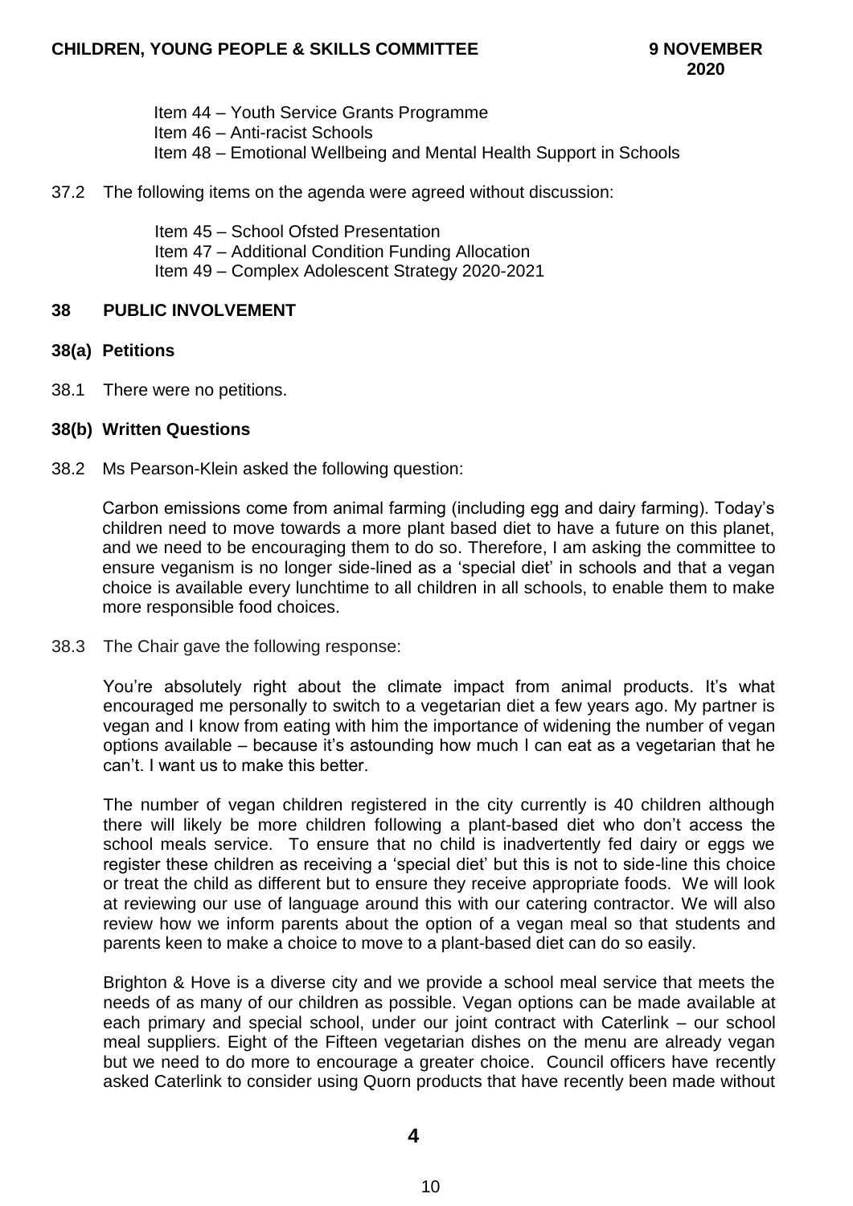Item 44 – Youth Service Grants Programme
Item 46 – Anti-racist Schools
Item 48 – Emotional Wellbeing and Mental Health Support in Schools

37.2 The following items on the agenda were agreed without discussion:

Item 45 – School Ofsted Presentation
Item 47 – Additional Condition Funding Allocation
Item 49 – Complex Adolescent Strategy 2020-2021

## 38 PUBLIC INVOLVEMENT

### 38(a) Petitions

38.1 There were no petitions.

### 38(b) Written Questions

38.2 Ms Pearson-Klein asked the following question:

Carbon emissions come from animal farming (including egg and dairy farming). Today's children need to move towards a more plant based diet to have a future on this planet, and we need to be encouraging them to do so. Therefore, I am asking the committee to ensure veganism is no longer side-lined as a 'special diet' in schools and that a vegan choice is available every lunchtime to all children in all schools, to enable them to make more responsible food choices.

38.3 The Chair gave the following response:

You're absolutely right about the climate impact from animal products. It's what encouraged me personally to switch to a vegetarian diet a few years ago. My partner is vegan and I know from eating with him the importance of widening the number of vegan options available – because it's astounding how much I can eat as a vegetarian that he can't. I want us to make this better.

The number of vegan children registered in the city currently is 40 children although there will likely be more children following a plant-based diet who don't access the school meals service. To ensure that no child is inadvertently fed dairy or eggs we register these children as receiving a 'special diet' but this is not to side-line this choice or treat the child as different but to ensure they receive appropriate foods. We will look at reviewing our use of language around this with our catering contractor. We will also review how we inform parents about the option of a vegan meal so that students and parents keen to make a choice to move to a plant-based diet can do so easily.

Brighton & Hove is a diverse city and we provide a school meal service that meets the needs of as many of our children as possible. Vegan options can be made available at each primary and special school, under our joint contract with Caterlink – our school meal suppliers. Eight of the Fifteen vegetarian dishes on the menu are already vegan but we need to do more to encourage a greater choice. Council officers have recently asked Caterlink to consider using Quorn products that have recently been made without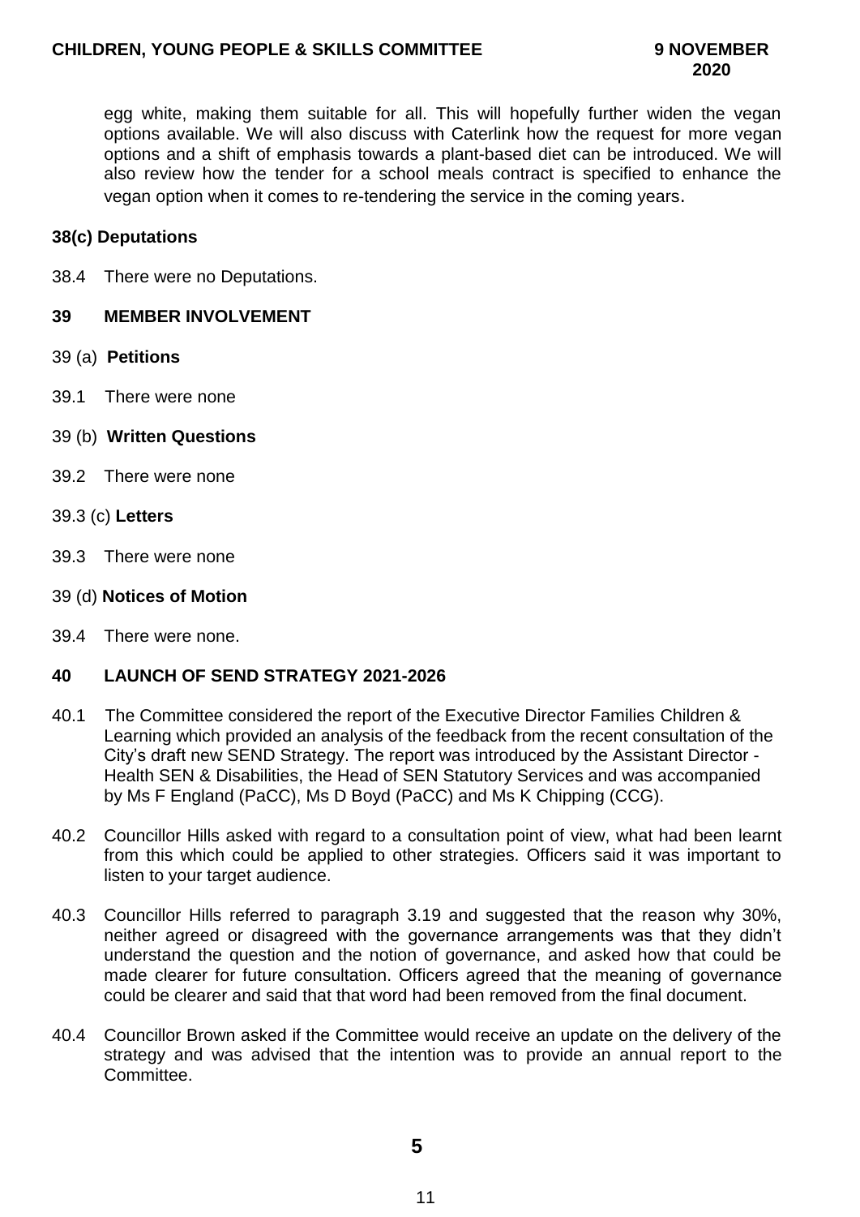egg white, making them suitable for all. This will hopefully further widen the vegan options available. We will also discuss with Caterlink how the request for more vegan options and a shift of emphasis towards a plant-based diet can be introduced. We will also review how the tender for a school meals contract is specified to enhance the vegan option when it comes to re-tendering the service in the coming years.

**38(c) Deputations**

38.4 There were no Deputations.

## 39 MEMBER INVOLVEMENT

39 (a) **Petitions**

39.1 There were none

39 (b) **Written Questions**

39.2 There were none

39.3 (c) **Letters**

39.3 There were none

39 (d) **Notices of Motion**

39.4 There were none.

## 40 LAUNCH OF SEND STRATEGY 2021-2026

40.1 The Committee considered the report of the Executive Director Families Children & Learning which provided an analysis of the feedback from the recent consultation of the City's draft new SEND Strategy. The report was introduced by the Assistant Director - Health SEN & Disabilities, the Head of SEN Statutory Services and was accompanied by Ms F England (PaCC), Ms D Boyd (PaCC) and Ms K Chipping (CCG).

40.2 Councillor Hills asked with regard to a consultation point of view, what had been learnt from this which could be applied to other strategies. Officers said it was important to listen to your target audience.

40.3 Councillor Hills referred to paragraph 3.19 and suggested that the reason why 30%, neither agreed or disagreed with the governance arrangements was that they didn't understand the question and the notion of governance, and asked how that could be made clearer for future consultation. Officers agreed that the meaning of governance could be clearer and said that that word had been removed from the final document.

40.4 Councillor Brown asked if the Committee would receive an update on the delivery of the strategy and was advised that the intention was to provide an annual report to the Committee.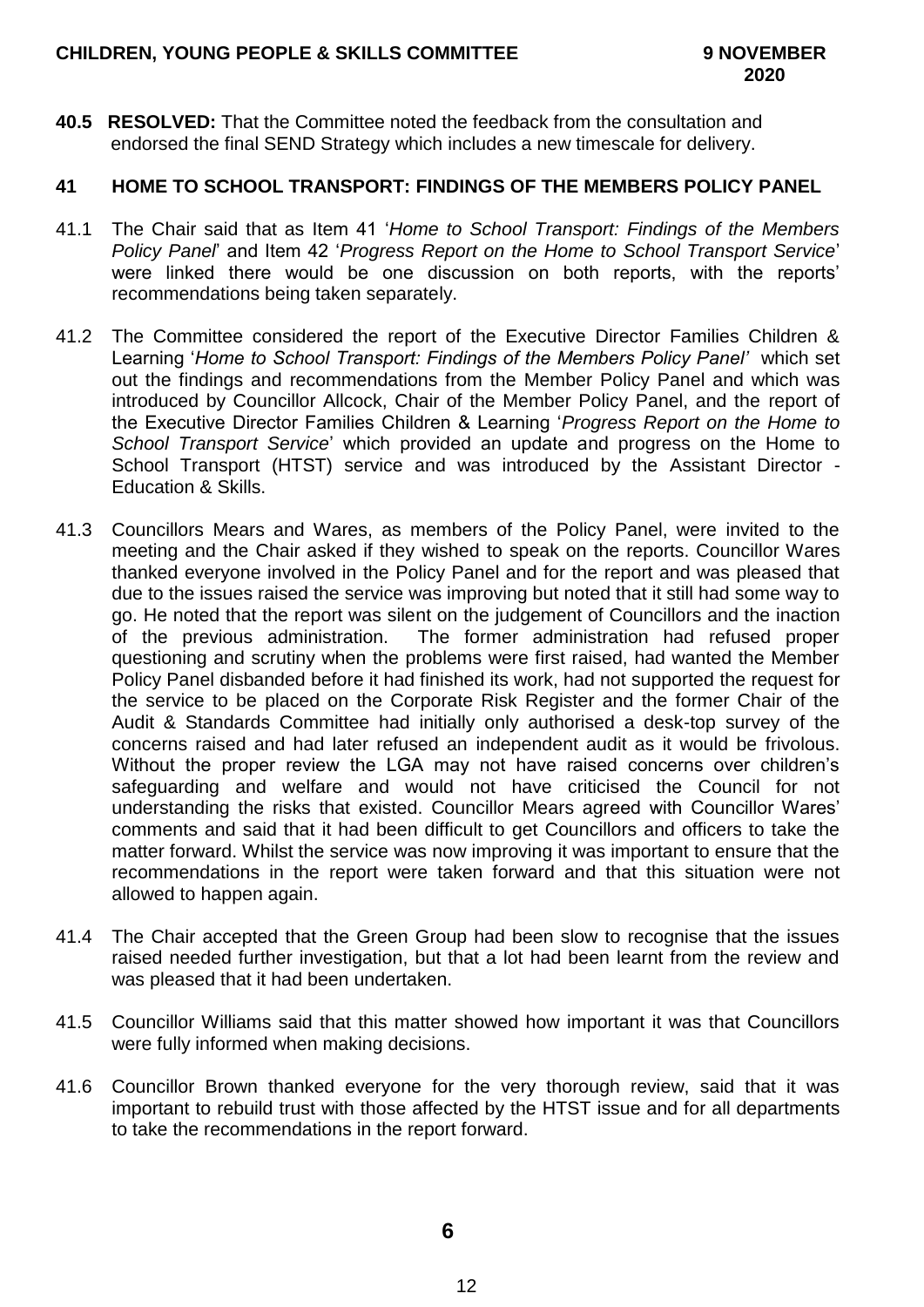**40.5 RESOLVED:** That the Committee noted the feedback from the consultation and endorsed the final SEND Strategy which includes a new timescale for delivery.

## 41 HOME TO SCHOOL TRANSPORT: FINDINGS OF THE MEMBERS POLICY PANEL

41.1 The Chair said that as Item 41 '*Home to School Transport: Findings of the Members Policy Panel*' and Item 42 '*Progress Report on the Home to School Transport Service*' were linked there would be one discussion on both reports, with the reports' recommendations being taken separately.

41.2 The Committee considered the report of the Executive Director Families Children & Learning '*Home to School Transport: Findings of the Members Policy Panel'* which set out the findings and recommendations from the Member Policy Panel and which was introduced by Councillor Allcock, Chair of the Member Policy Panel, and the report of the Executive Director Families Children & Learning '*Progress Report on the Home to School Transport Service*' which provided an update and progress on the Home to School Transport (HTST) service and was introduced by the Assistant Director - Education & Skills.

41.3 Councillors Mears and Wares, as members of the Policy Panel, were invited to the meeting and the Chair asked if they wished to speak on the reports. Councillor Wares thanked everyone involved in the Policy Panel and for the report and was pleased that due to the issues raised the service was improving but noted that it still had some way to go. He noted that the report was silent on the judgement of Councillors and the inaction of the previous administration. The former administration had refused proper questioning and scrutiny when the problems were first raised, had wanted the Member Policy Panel disbanded before it had finished its work, had not supported the request for the service to be placed on the Corporate Risk Register and the former Chair of the Audit & Standards Committee had initially only authorised a desk-top survey of the concerns raised and had later refused an independent audit as it would be frivolous. Without the proper review the LGA may not have raised concerns over children's safeguarding and welfare and would not have criticised the Council for not understanding the risks that existed. Councillor Mears agreed with Councillor Wares' comments and said that it had been difficult to get Councillors and officers to take the matter forward. Whilst the service was now improving it was important to ensure that the recommendations in the report were taken forward and that this situation were not allowed to happen again.

41.4 The Chair accepted that the Green Group had been slow to recognise that the issues raised needed further investigation, but that a lot had been learnt from the review and was pleased that it had been undertaken.

41.5 Councillor Williams said that this matter showed how important it was that Councillors were fully informed when making decisions.

41.6 Councillor Brown thanked everyone for the very thorough review, said that it was important to rebuild trust with those affected by the HTST issue and for all departments to take the recommendations in the report forward.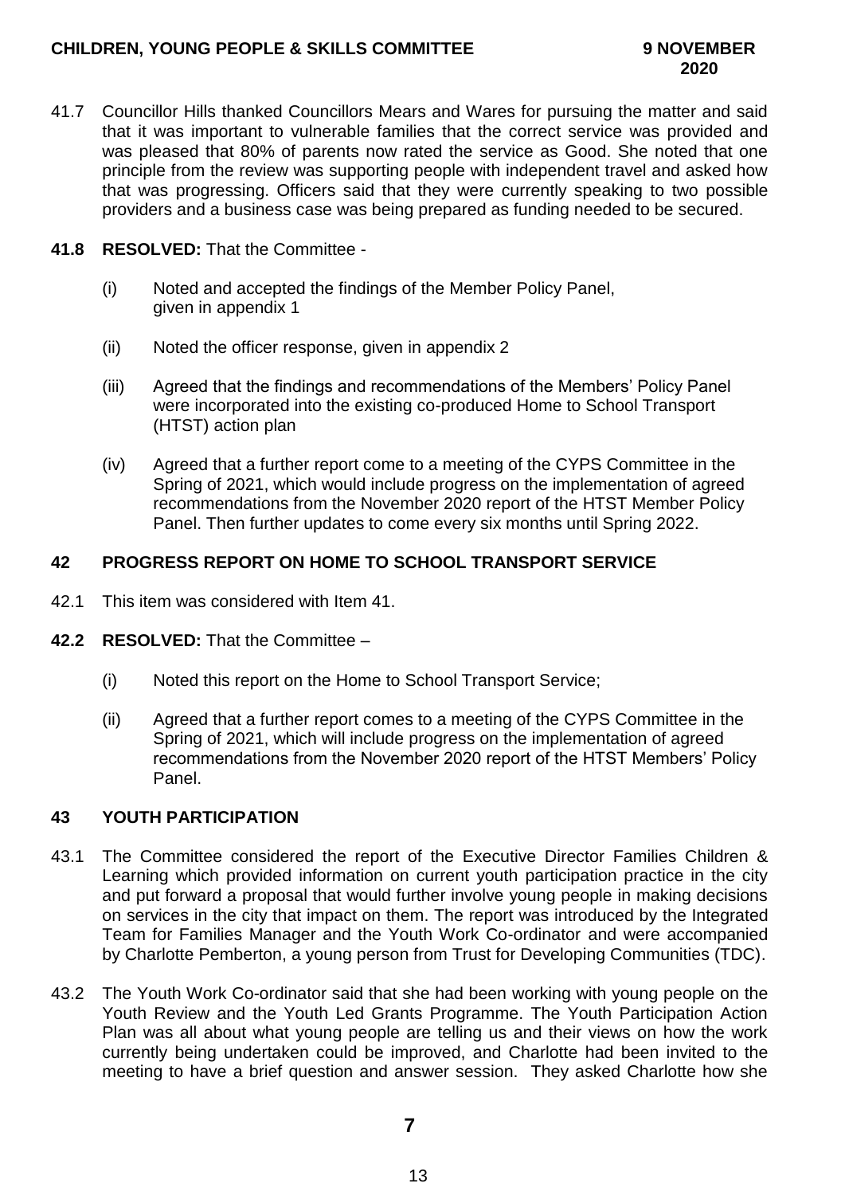41.7 Councillor Hills thanked Councillors Mears and Wares for pursuing the matter and said that it was important to vulnerable families that the correct service was provided and was pleased that 80% of parents now rated the service as Good. She noted that one principle from the review was supporting people with independent travel and asked how that was progressing. Officers said that they were currently speaking to two possible providers and a business case was being prepared as funding needed to be secured.

**41.8 RESOLVED:** That the Committee -

(i) Noted and accepted the findings of the Member Policy Panel, given in appendix 1

(ii) Noted the officer response, given in appendix 2

(iii) Agreed that the findings and recommendations of the Members' Policy Panel were incorporated into the existing co-produced Home to School Transport (HTST) action plan

(iv) Agreed that a further report come to a meeting of the CYPS Committee in the Spring of 2021, which would include progress on the implementation of agreed recommendations from the November 2020 report of the HTST Member Policy Panel. Then further updates to come every six months until Spring 2022.

## 42 PROGRESS REPORT ON HOME TO SCHOOL TRANSPORT SERVICE

42.1 This item was considered with Item 41.

**42.2 RESOLVED:** That the Committee –

(i) Noted this report on the Home to School Transport Service;

(ii) Agreed that a further report comes to a meeting of the CYPS Committee in the Spring of 2021, which will include progress on the implementation of agreed recommendations from the November 2020 report of the HTST Members' Policy Panel.

## 43 YOUTH PARTICIPATION

43.1 The Committee considered the report of the Executive Director Families Children & Learning which provided information on current youth participation practice in the city and put forward a proposal that would further involve young people in making decisions on services in the city that impact on them. The report was introduced by the Integrated Team for Families Manager and the Youth Work Co-ordinator and were accompanied by Charlotte Pemberton, a young person from Trust for Developing Communities (TDC).

43.2 The Youth Work Co-ordinator said that she had been working with young people on the Youth Review and the Youth Led Grants Programme. The Youth Participation Action Plan was all about what young people are telling us and their views on how the work currently being undertaken could be improved, and Charlotte had been invited to the meeting to have a brief question and answer session. They asked Charlotte how she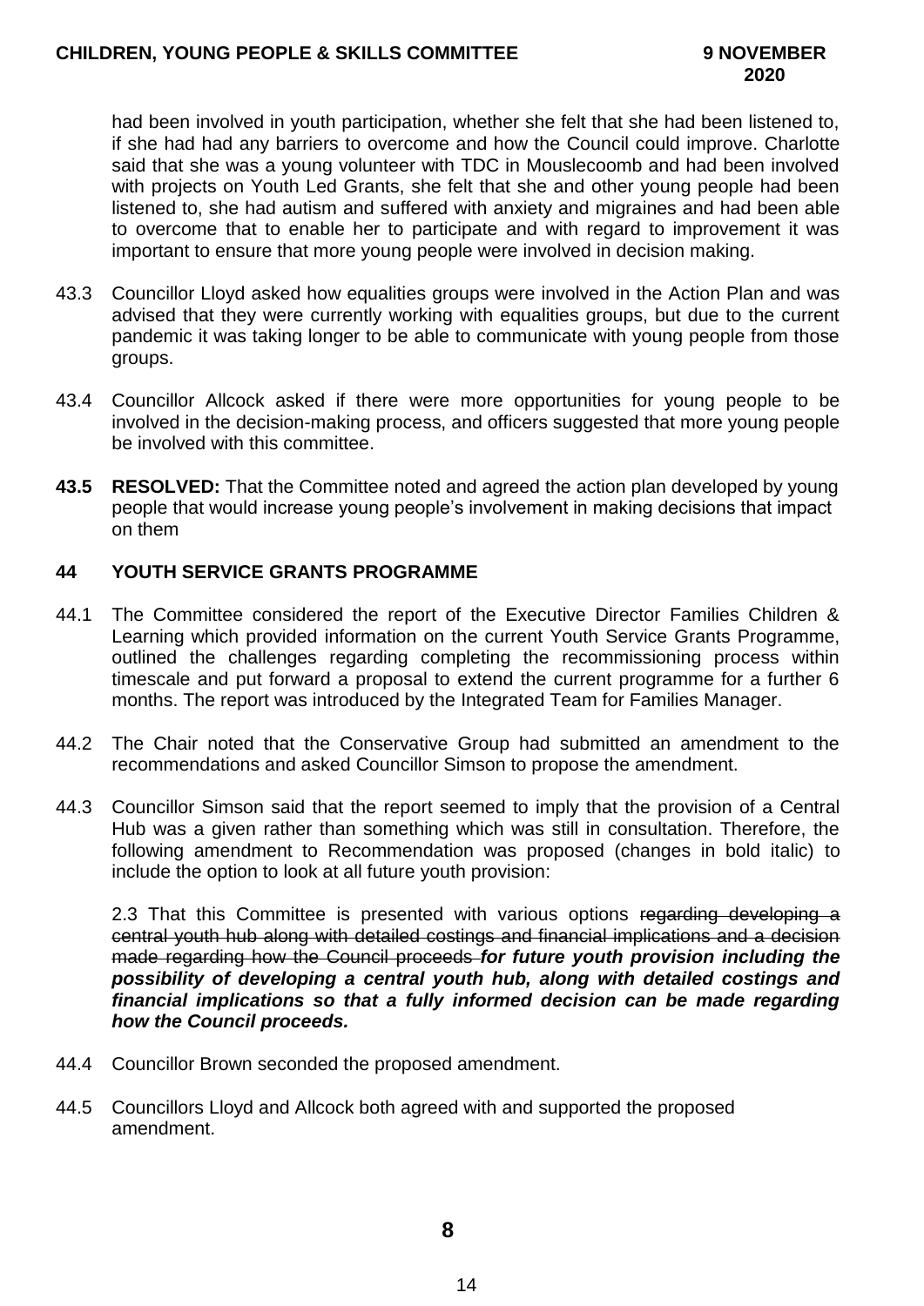had been involved in youth participation, whether she felt that she had been listened to, if she had had any barriers to overcome and how the Council could improve. Charlotte said that she was a young volunteer with TDC in Mouslecoomb and had been involved with projects on Youth Led Grants, she felt that she and other young people had been listened to, she had autism and suffered with anxiety and migraines and had been able to overcome that to enable her to participate and with regard to improvement it was important to ensure that more young people were involved in decision making.

43.3 Councillor Lloyd asked how equalities groups were involved in the Action Plan and was advised that they were currently working with equalities groups, but due to the current pandemic it was taking longer to be able to communicate with young people from those groups.

43.4 Councillor Allcock asked if there were more opportunities for young people to be involved in the decision-making process, and officers suggested that more young people be involved with this committee.

**43.5 RESOLVED:** That the Committee noted and agreed the action plan developed by young people that would increase young people's involvement in making decisions that impact on them

## 44 YOUTH SERVICE GRANTS PROGRAMME

44.1 The Committee considered the report of the Executive Director Families Children & Learning which provided information on the current Youth Service Grants Programme, outlined the challenges regarding completing the recommissioning process within timescale and put forward a proposal to extend the current programme for a further 6 months. The report was introduced by the Integrated Team for Families Manager.

44.2 The Chair noted that the Conservative Group had submitted an amendment to the recommendations and asked Councillor Simson to propose the amendment.

44.3 Councillor Simson said that the report seemed to imply that the provision of a Central Hub was a given rather than something which was still in consultation. Therefore, the following amendment to Recommendation was proposed (changes in bold italic) to include the option to look at all future youth provision:

2.3 That this Committee is presented with various options ~~regarding developing a central youth hub along with detailed costings and financial implications and a decision made regarding how the Council proceeds~~ ***for future youth provision including the possibility of developing a central youth hub, along with detailed costings and financial implications so that a fully informed decision can be made regarding how the Council proceeds.***

44.4 Councillor Brown seconded the proposed amendment.

44.5 Councillors Lloyd and Allcock both agreed with and supported the proposed amendment.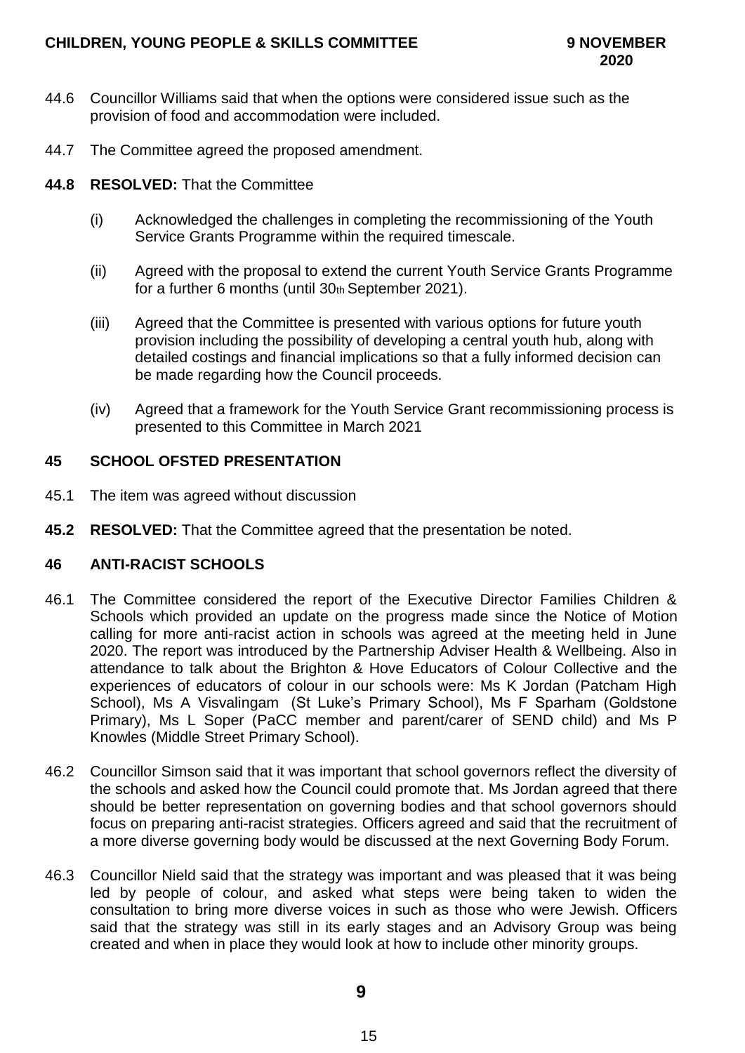44.6 Councillor Williams said that when the options were considered issue such as the provision of food and accommodation were included.

44.7 The Committee agreed the proposed amendment.

**44.8 RESOLVED:** That the Committee

(i) Acknowledged the challenges in completing the recommissioning of the Youth Service Grants Programme within the required timescale.

(ii) Agreed with the proposal to extend the current Youth Service Grants Programme for a further 6 months (until 30th September 2021).

(iii) Agreed that the Committee is presented with various options for future youth provision including the possibility of developing a central youth hub, along with detailed costings and financial implications so that a fully informed decision can be made regarding how the Council proceeds.

(iv) Agreed that a framework for the Youth Service Grant recommissioning process is presented to this Committee in March 2021

## 45 SCHOOL OFSTED PRESENTATION

45.1 The item was agreed without discussion

**45.2 RESOLVED:** That the Committee agreed that the presentation be noted.

## 46 ANTI-RACIST SCHOOLS

46.1 The Committee considered the report of the Executive Director Families Children & Schools which provided an update on the progress made since the Notice of Motion calling for more anti-racist action in schools was agreed at the meeting held in June 2020. The report was introduced by the Partnership Adviser Health & Wellbeing. Also in attendance to talk about the Brighton & Hove Educators of Colour Collective and the experiences of educators of colour in our schools were: Ms K Jordan (Patcham High School), Ms A Visvalingam (St Luke's Primary School), Ms F Sparham (Goldstone Primary), Ms L Soper (PaCC member and parent/carer of SEND child) and Ms P Knowles (Middle Street Primary School).

46.2 Councillor Simson said that it was important that school governors reflect the diversity of the schools and asked how the Council could promote that. Ms Jordan agreed that there should be better representation on governing bodies and that school governors should focus on preparing anti-racist strategies. Officers agreed and said that the recruitment of a more diverse governing body would be discussed at the next Governing Body Forum.

46.3 Councillor Nield said that the strategy was important and was pleased that it was being led by people of colour, and asked what steps were being taken to widen the consultation to bring more diverse voices in such as those who were Jewish. Officers said that the strategy was still in its early stages and an Advisory Group was being created and when in place they would look at how to include other minority groups.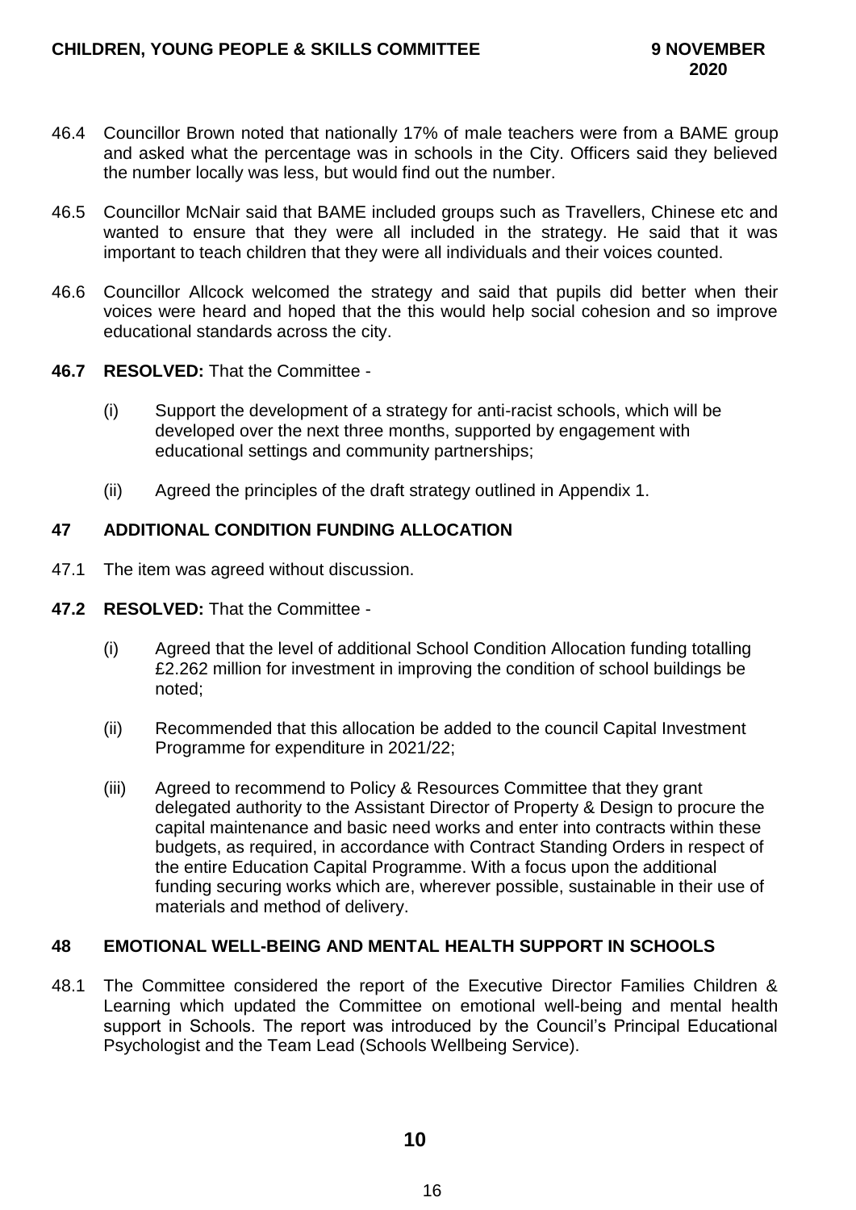46.4 Councillor Brown noted that nationally 17% of male teachers were from a BAME group and asked what the percentage was in schools in the City. Officers said they believed the number locally was less, but would find out the number.

46.5 Councillor McNair said that BAME included groups such as Travellers, Chinese etc and wanted to ensure that they were all included in the strategy. He said that it was important to teach children that they were all individuals and their voices counted.

46.6 Councillor Allcock welcomed the strategy and said that pupils did better when their voices were heard and hoped that the this would help social cohesion and so improve educational standards across the city.

**46.7 RESOLVED:** That the Committee -

(i) Support the development of a strategy for anti-racist schools, which will be developed over the next three months, supported by engagement with educational settings and community partnerships;

(ii) Agreed the principles of the draft strategy outlined in Appendix 1.

## 47 ADDITIONAL CONDITION FUNDING ALLOCATION

47.1 The item was agreed without discussion.

**47.2 RESOLVED:** That the Committee -

(i) Agreed that the level of additional School Condition Allocation funding totalling £2.262 million for investment in improving the condition of school buildings be noted;

(ii) Recommended that this allocation be added to the council Capital Investment Programme for expenditure in 2021/22;

(iii) Agreed to recommend to Policy & Resources Committee that they grant delegated authority to the Assistant Director of Property & Design to procure the capital maintenance and basic need works and enter into contracts within these budgets, as required, in accordance with Contract Standing Orders in respect of the entire Education Capital Programme. With a focus upon the additional funding securing works which are, wherever possible, sustainable in their use of materials and method of delivery.

## 48 EMOTIONAL WELL-BEING AND MENTAL HEALTH SUPPORT IN SCHOOLS

48.1 The Committee considered the report of the Executive Director Families Children & Learning which updated the Committee on emotional well-being and mental health support in Schools. The report was introduced by the Council's Principal Educational Psychologist and the Team Lead (Schools Wellbeing Service).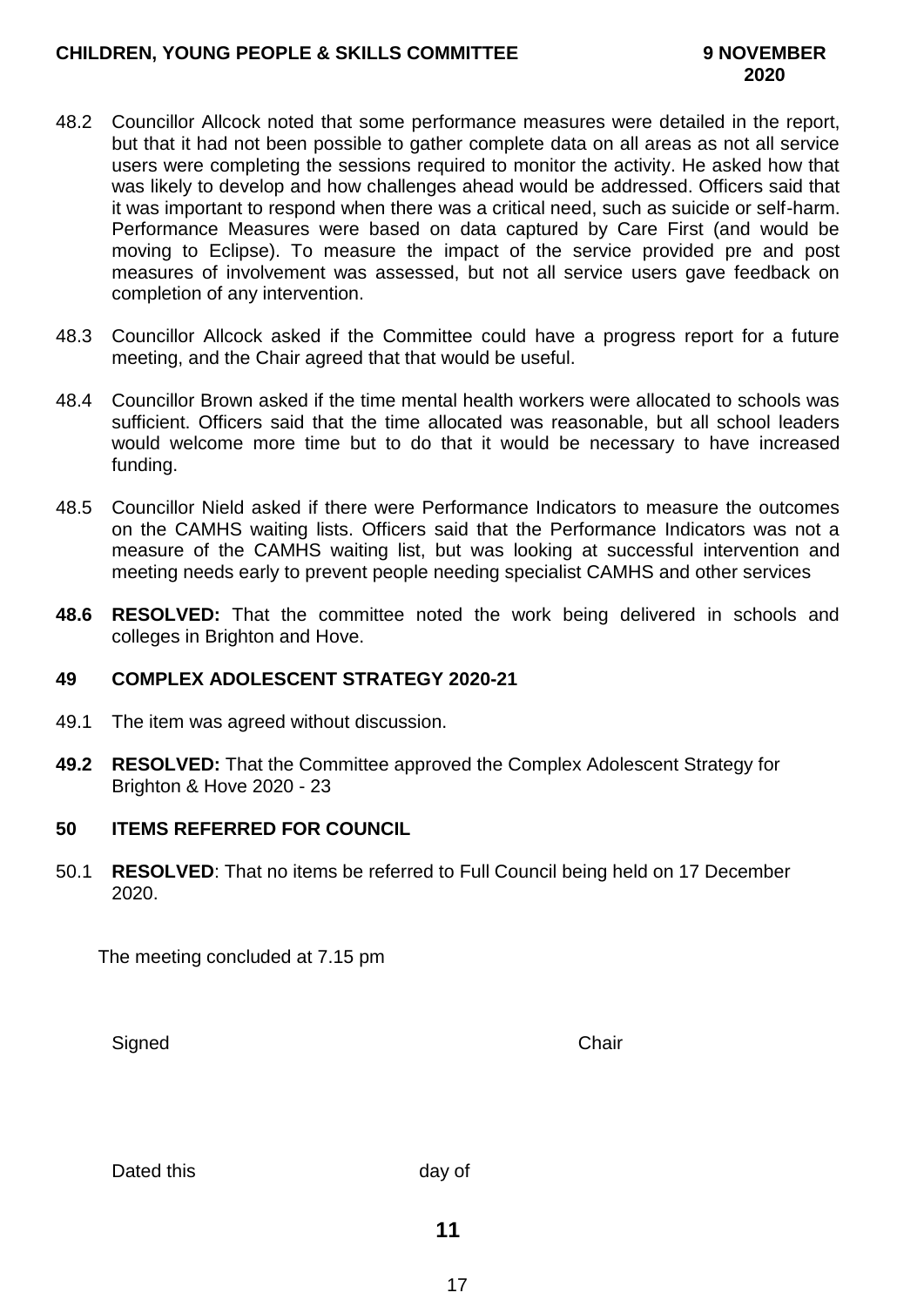48.2 Councillor Allcock noted that some performance measures were detailed in the report, but that it had not been possible to gather complete data on all areas as not all service users were completing the sessions required to monitor the activity. He asked how that was likely to develop and how challenges ahead would be addressed. Officers said that it was important to respond when there was a critical need, such as suicide or self-harm. Performance Measures were based on data captured by Care First (and would be moving to Eclipse). To measure the impact of the service provided pre and post measures of involvement was assessed, but not all service users gave feedback on completion of any intervention.

48.3 Councillor Allcock asked if the Committee could have a progress report for a future meeting, and the Chair agreed that that would be useful.

48.4 Councillor Brown asked if the time mental health workers were allocated to schools was sufficient. Officers said that the time allocated was reasonable, but all school leaders would welcome more time but to do that it would be necessary to have increased funding.

48.5 Councillor Nield asked if there were Performance Indicators to measure the outcomes on the CAMHS waiting lists. Officers said that the Performance Indicators was not a measure of the CAMHS waiting list, but was looking at successful intervention and meeting needs early to prevent people needing specialist CAMHS and other services

**48.6 RESOLVED:** That the committee noted the work being delivered in schools and colleges in Brighton and Hove.

## 49 COMPLEX ADOLESCENT STRATEGY 2020-21

49.1 The item was agreed without discussion.

**49.2 RESOLVED:** That the Committee approved the Complex Adolescent Strategy for Brighton & Hove 2020 - 23

## 50 ITEMS REFERRED FOR COUNCIL

50.1 **RESOLVED**: That no items be referred to Full Council being held on 17 December 2020.

The meeting concluded at 7.15 pm

Signed Chair

Dated this day of